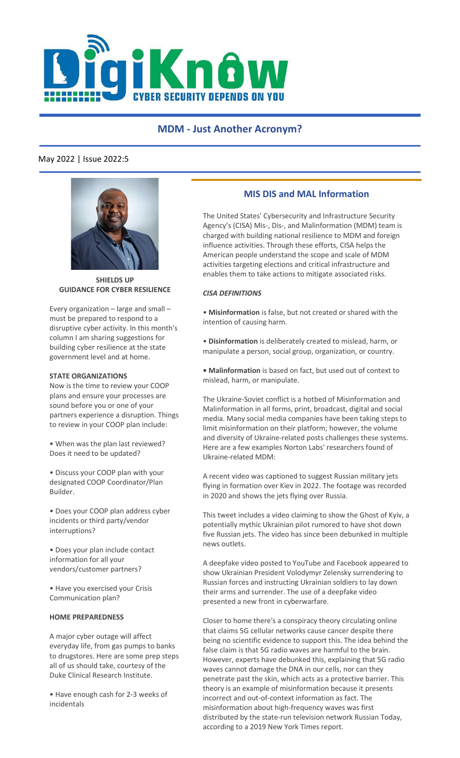# DigiKnow

CYBER SECURITY DEPENDS ON YOU

## MDM - Just Another Acronym?

May 2022 | Issue 2022:5

### SHIELDS UP GUIDANCE FOR CYBER RESILIENCE

Every organization – large and small – must be prepared to respond to a disruptive cyber activity. In this month's column I am sharing suggestions for building cyber resilience at the state government level and at home.

**STATE ORGANIZATIONS**

Now is the time to review your COOP plans and ensure your processes are sound before you or one of your partners experience a disruption. Things to review in your COOP plan include:

- When was the plan last reviewed? Does it need to be updated?
- Discuss your COOP plan with your designated COOP Coordinator/Plan Builder.
- Does your COOP plan address cyber incidents or third party/vendor interruptions?
- Does your plan include contact information for all your vendors/customer partners?
- Have you exercised your Crisis Communication plan?

**HOME PREPAREDNESS**

A major cyber outage will affect everyday life, from gas pumps to banks to drugstores. Here are some prep steps all of us should take, courtesy of the Duke Clinical Research Institute.

- Have enough cash for 2-3 weeks of incidentals

### MIS DIS and MAL Information

The United States' Cybersecurity and Infrastructure Security Agency's (CISA) Mis-, Dis-, and Malinformation (MDM) team is charged with building national resilience to MDM and foreign influence activities. Through these efforts, CISA helps the American people understand the scope and scale of MDM activities targeting elections and critical infrastructure and enables them to take actions to mitigate associated risks.

***CISA DEFINITIONS***

- **Misinformation** is false, but not created or shared with the intention of causing harm.
- **Disinformation** is deliberately created to mislead, harm, or manipulate a person, social group, organization, or country.
- **Malinformation** is based on fact, but used out of context to mislead, harm, or manipulate.

The Ukraine-Soviet conflict is a hotbed of Misinformation and Malinformation in all forms, print, broadcast, digital and social media. Many social media companies have been taking steps to limit misinformation on their platform; however, the volume and diversity of Ukraine-related posts challenges these systems. Here are a few examples Norton Labs' researchers found of Ukraine-related MDM:

A recent video was captioned to suggest Russian military jets flying in formation over Kiev in 2022. The footage was recorded in 2020 and shows the jets flying over Russia.

This tweet includes a video claiming to show the Ghost of Kyiv, a potentially mythic Ukrainian pilot rumored to have shot down five Russian jets. The video has since been debunked in multiple news outlets.

A deepfake video posted to YouTube and Facebook appeared to show Ukrainian President Volodymyr Zelensky surrendering to Russian forces and instructing Ukrainian soldiers to lay down their arms and surrender. The use of a deepfake video presented a new front in cyberwarfare.

Closer to home there's a conspiracy theory circulating online that claims 5G cellular networks cause cancer despite there being no scientific evidence to support this. The idea behind the false claim is that 5G radio waves are harmful to the brain. However, experts have debunked this, explaining that 5G radio waves cannot damage the DNA in our cells, nor can they penetrate past the skin, which acts as a protective barrier. This theory is an example of misinformation because it presents incorrect and out-of-context information as fact. The misinformation about high-frequency waves was first distributed by the state-run television network Russian Today, according to a 2019 New York Times report.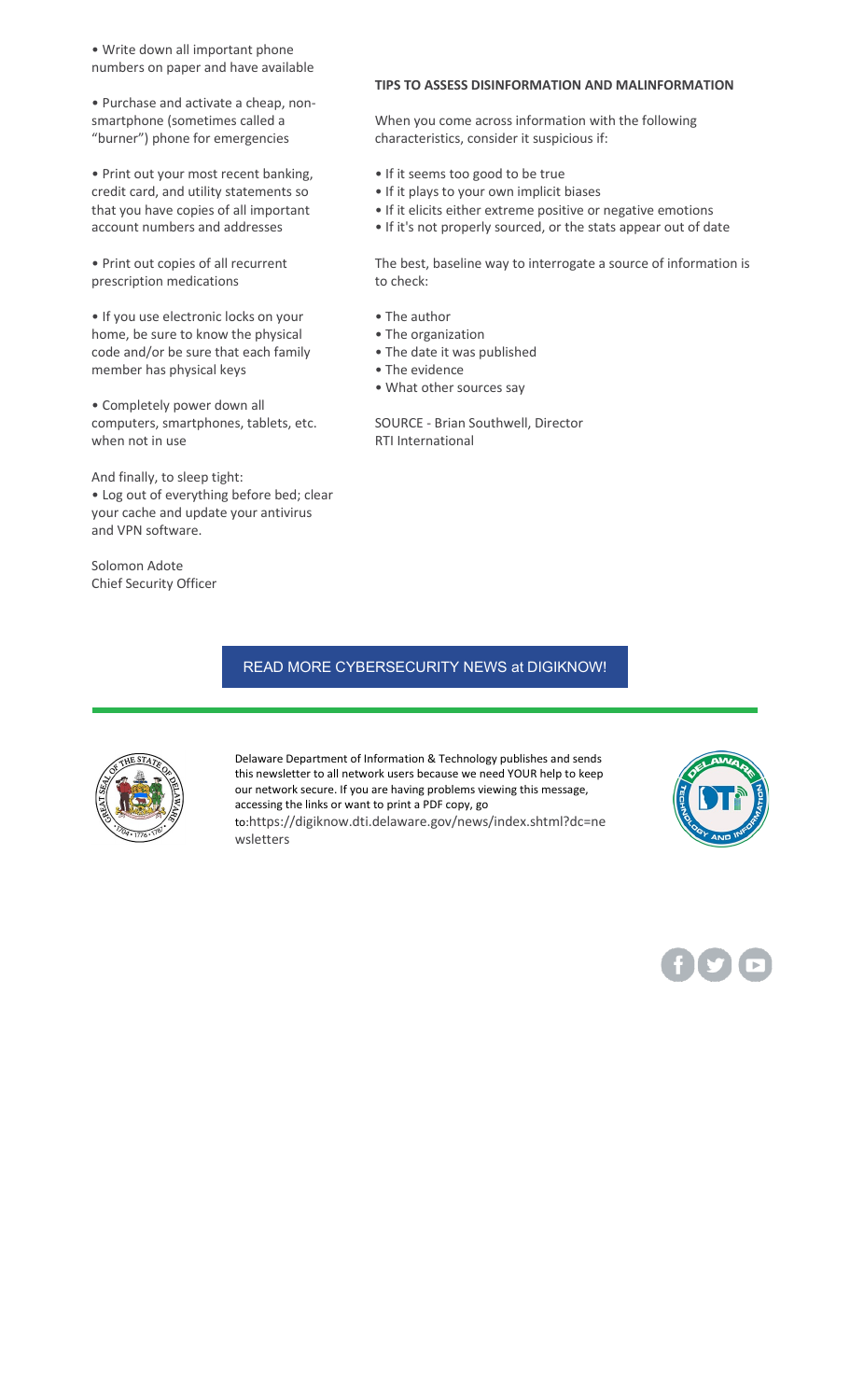- Write down all important phone numbers on paper and have available
- Purchase and activate a cheap, non-smartphone (sometimes called a "burner") phone for emergencies
- Print out your most recent banking, credit card, and utility statements so that you have copies of all important account numbers and addresses
- Print out copies of all recurrent prescription medications
- If you use electronic locks on your home, be sure to know the physical code and/or be sure that each family member has physical keys
- Completely power down all computers, smartphones, tablets, etc. when not in use

And finally, to sleep tight:

- Log out of everything before bed; clear your cache and update your antivirus and VPN software.

Solomon Adote
Chief Security Officer

**TIPS TO ASSESS DISINFORMATION AND MALINFORMATION**

When you come across information with the following characteristics, consider it suspicious if:

- If it seems too good to be true
- If it plays to your own implicit biases
- If it elicits either extreme positive or negative emotions
- If it's not properly sourced, or the stats appear out of date

The best, baseline way to interrogate a source of information is to check:

- The author
- The organization
- The date it was published
- The evidence
- What other sources say

SOURCE - Brian Southwell, Director
RTI International

READ MORE CYBERSECURITY NEWS at DIGIKNOW!

Delaware Department of Information & Technology publishes and sends this newsletter to all network users because we need YOUR help to keep our network secure. If you are having problems viewing this message, accessing the links or want to print a PDF copy, go to:https://digiknow.dti.delaware.gov/news/index.shtml?dc=newsletters